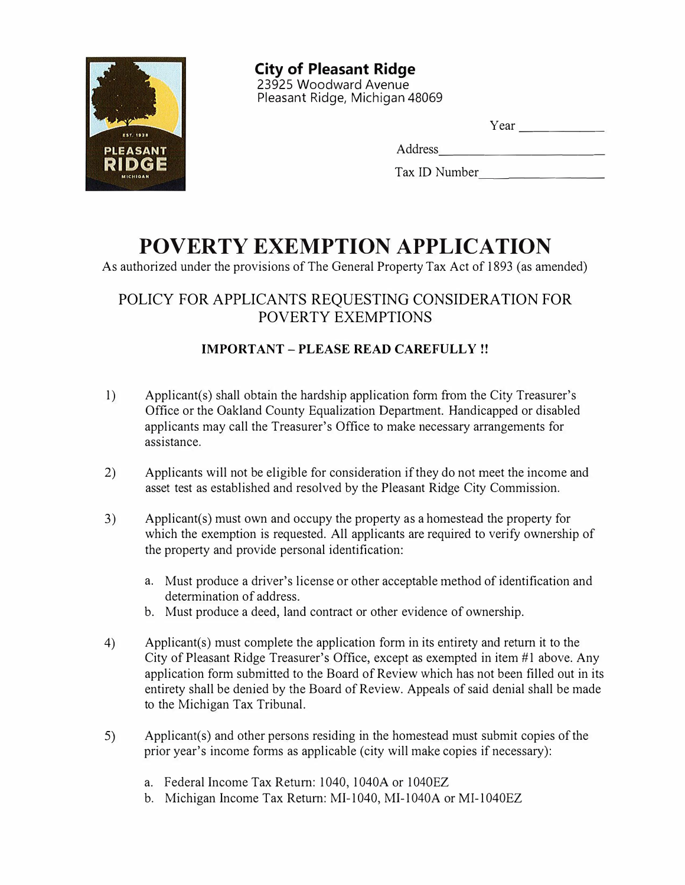**City of Pleasant Ridge**
23925 Woodward Avenue
Pleasant Ridge, Michigan 48069

Year \_\_\_\_\_\_\_\_\_\_\_\_

Address\_\_\_\_\_\_\_\_\_\_\_\_\_\_\_\_\_\_\_\_\_\_\_\_

Tax ID Number\_\_\_\_\_\_\_\_\_\_\_\_\_\_\_\_\_\_

# POVERTY EXEMPTION APPLICATION

As authorized under the provisions of The General Property Tax Act of 1893 (as amended)

## POLICY FOR APPLICANTS REQUESTING CONSIDERATION FOR POVERTY EXEMPTIONS

**IMPORTANT – PLEASE READ CAREFULLY !!**

1) Applicant(s) shall obtain the hardship application form from the City Treasurer's Office or the Oakland County Equalization Department. Handicapped or disabled applicants may call the Treasurer's Office to make necessary arrangements for assistance.

2) Applicants will not be eligible for consideration if they do not meet the income and asset test as established and resolved by the Pleasant Ridge City Commission.

3) Applicant(s) must own and occupy the property as a homestead the property for which the exemption is requested. All applicants are required to verify ownership of the property and provide personal identification:

   a. Must produce a driver's license or other acceptable method of identification and determination of address.
   b. Must produce a deed, land contract or other evidence of ownership.

4) Applicant(s) must complete the application form in its entirety and return it to the City of Pleasant Ridge Treasurer's Office, except as exempted in item #1 above. Any application form submitted to the Board of Review which has not been filled out in its entirety shall be denied by the Board of Review. Appeals of said denial shall be made to the Michigan Tax Tribunal.

5) Applicant(s) and other persons residing in the homestead must submit copies of the prior year's income forms as applicable (city will make copies if necessary):

   a. Federal Income Tax Return: 1040, 1040A or 1040EZ
   b. Michigan Income Tax Return: MI-1040, MI-1040A or MI-1040EZ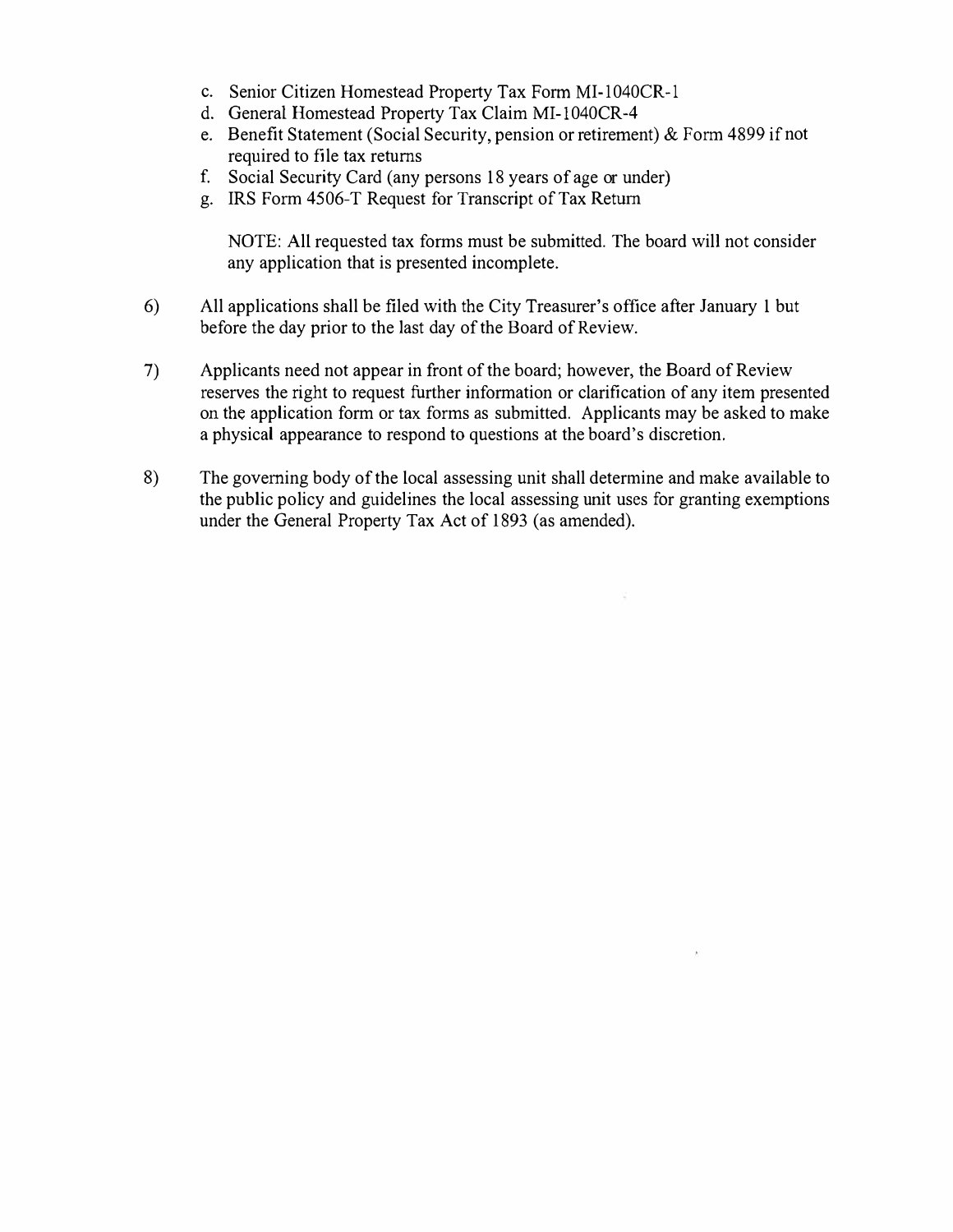c. Senior Citizen Homestead Property Tax Form MI-1040CR-1
d. General Homestead Property Tax Claim MI-1040CR-4
e. Benefit Statement (Social Security, pension or retirement) & Form 4899 if not required to file tax returns
f. Social Security Card (any persons 18 years of age or under)
g. IRS Form 4506-T Request for Transcript of Tax Return

NOTE: All requested tax forms must be submitted. The board will not consider any application that is presented incomplete.

6) All applications shall be filed with the City Treasurer's office after January 1 but before the day prior to the last day of the Board of Review.

7) Applicants need not appear in front of the board; however, the Board of Review reserves the right to request further information or clarification of any item presented on the application form or tax forms as submitted. Applicants may be asked to make a physical appearance to respond to questions at the board's discretion.

8) The governing body of the local assessing unit shall determine and make available to the public policy and guidelines the local assessing unit uses for granting exemptions under the General Property Tax Act of 1893 (as amended).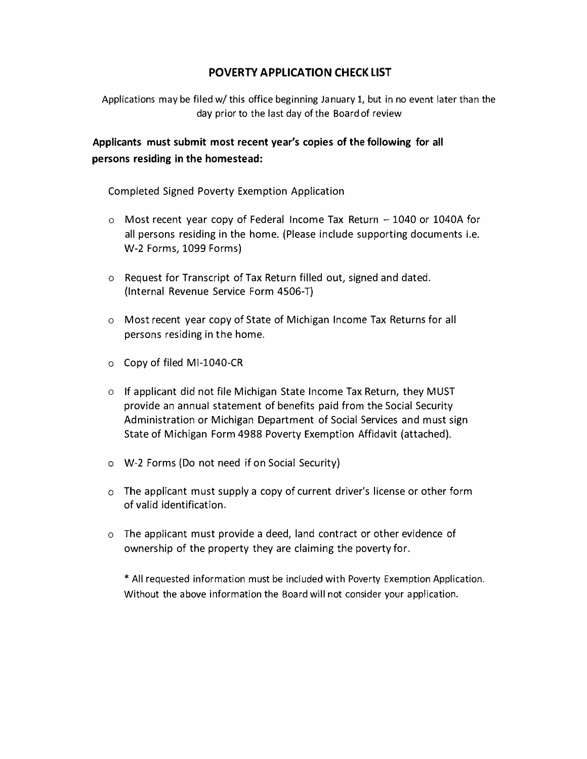# POVERTY APPLICATION CHECK LIST

Applications may be filed w/ this office beginning January 1, but in no event later than the day prior to the last day of the Board of review

**Applicants must submit most recent year's copies of the following for all persons residing in the homestead:**

Completed Signed Poverty Exemption Application

- Most recent year copy of Federal Income Tax Return – 1040 or 1040A for all persons residing in the home. (Please include supporting documents i.e. W-2 Forms, 1099 Forms)
- Request for Transcript of Tax Return filled out, signed and dated. (Internal Revenue Service Form 4506-T)
- Most recent year copy of State of Michigan Income Tax Returns for all persons residing in the home.
- Copy of filed MI-1040-CR
- If applicant did not file Michigan State Income Tax Return, they MUST provide an annual statement of benefits paid from the Social Security Administration or Michigan Department of Social Services and must sign State of Michigan Form 4988 Poverty Exemption Affidavit (attached).
- W-2 Forms (Do not need if on Social Security)
- The applicant must supply a copy of current driver's license or other form of valid identification.
- The applicant must provide a deed, land contract or other evidence of ownership of the property they are claiming the poverty for.

\* All requested information must be included with Poverty Exemption Application. Without the above information the Board will not consider your application.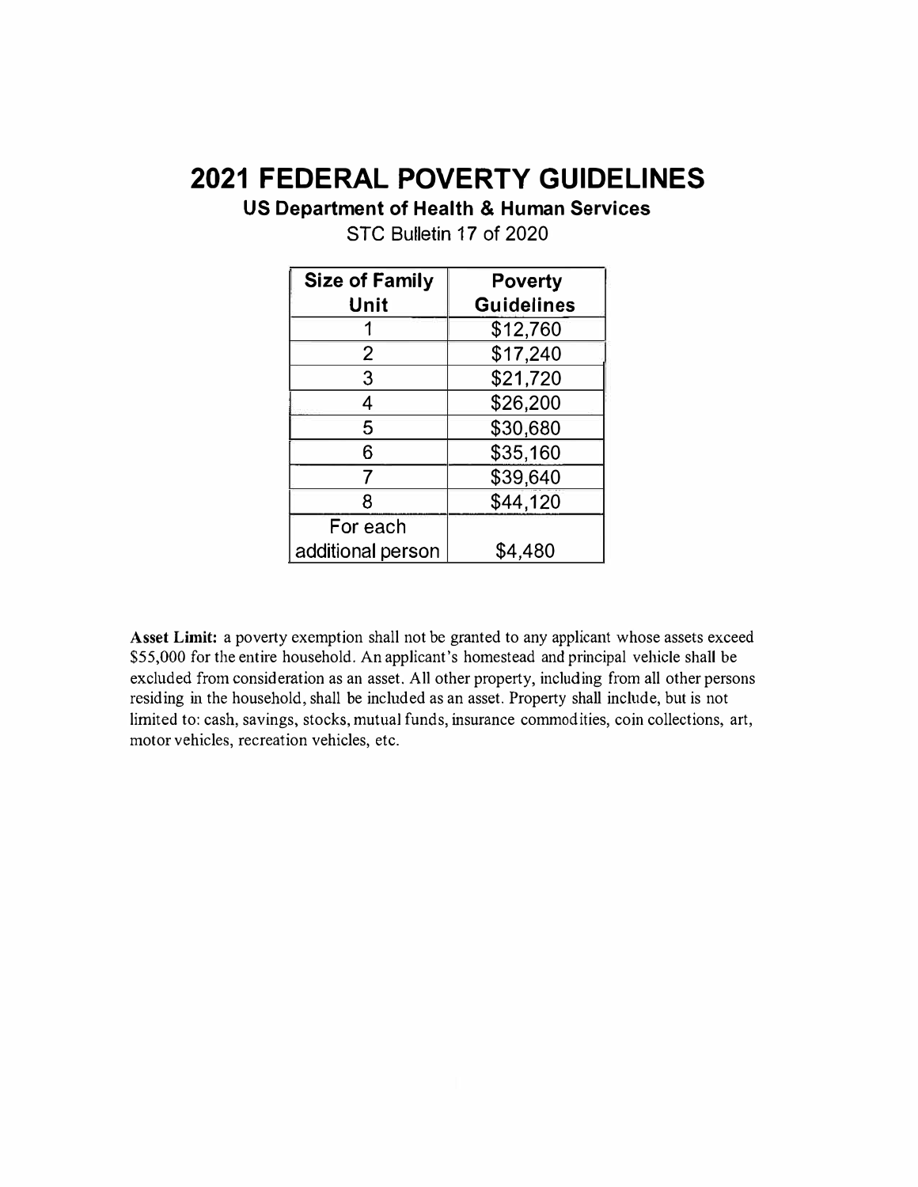# 2021 FEDERAL POVERTY GUIDELINES

## US Department of Health & Human Services

STC Bulletin 17 of 2020

| Size of Family Unit | Poverty Guidelines |
|---|---|
| 1 | $12,760 |
| 2 | $17,240 |
| 3 | $21,720 |
| 4 | $26,200 |
| 5 | $30,680 |
| 6 | $35,160 |
| 7 | $39,640 |
| 8 | $44,120 |
| For each additional person | $4,480 |

**Asset Limit:** a poverty exemption shall not be granted to any applicant whose assets exceed $55,000 for the entire household. An applicant's homestead and principal vehicle shall be excluded from consideration as an asset. All other property, including from all other persons residing in the household, shall be included as an asset. Property shall include, but is not limited to: cash, savings, stocks, mutual funds, insurance commodities, coin collections, art, motor vehicles, recreation vehicles, etc.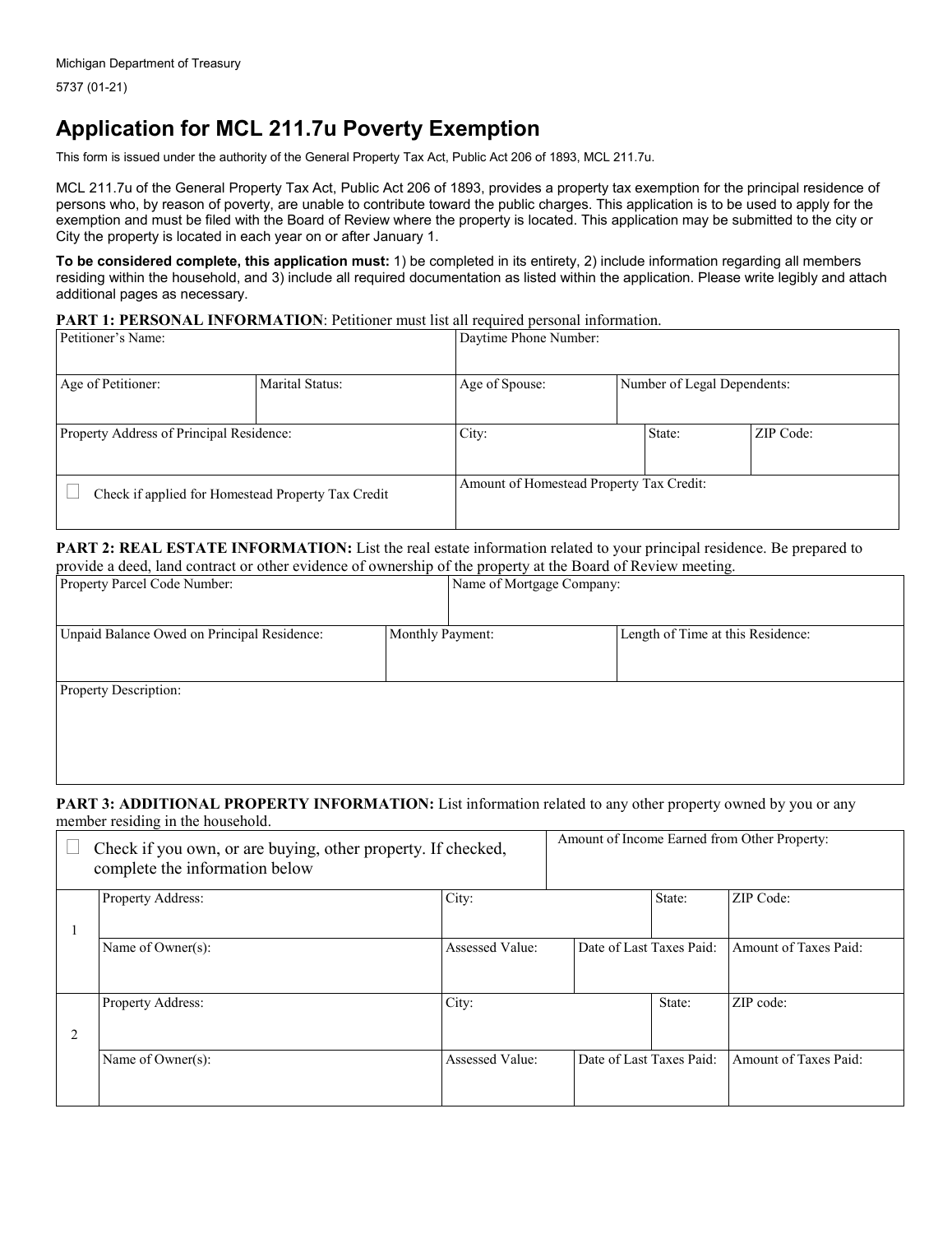Michigan Department of Treasury
5737 (01-21)

# Application for MCL 211.7u Poverty Exemption

This form is issued under the authority of the General Property Tax Act, Public Act 206 of 1893, MCL 211.7u.

MCL 211.7u of the General Property Tax Act, Public Act 206 of 1893, provides a property tax exemption for the principal residence of persons who, by reason of poverty, are unable to contribute toward the public charges. This application is to be used to apply for the exemption and must be filed with the Board of Review where the property is located. This application may be submitted to the city or City the property is located in each year on or after January 1.

**To be considered complete, this application must:** 1) be completed in its entirety, 2) include information regarding all members residing within the household, and 3) include all required documentation as listed within the application. Please write legibly and attach additional pages as necessary.

**PART 1: PERSONAL INFORMATION**: Petitioner must list all required personal information.

| Petitioner's Name: | | Daytime Phone Number: | | |
|---|---|---|---|---|
| Age of Petitioner: | Marital Status: | Age of Spouse: | Number of Legal Dependents: | |
| Property Address of Principal Residence: | | City: | State: | ZIP Code: |
| ☐ Check if applied for Homestead Property Tax Credit | | Amount of Homestead Property Tax Credit: | | |

**PART 2: REAL ESTATE INFORMATION:** List the real estate information related to your principal residence. Be prepared to provide a deed, land contract or other evidence of ownership of the property at the Board of Review meeting.

| Property Parcel Code Number: | Name of Mortgage Company: | |
|---|---|---|
| Unpaid Balance Owed on Principal Residence: | Monthly Payment: | Length of Time at this Residence: |
| Property Description: | | |

**PART 3: ADDITIONAL PROPERTY INFORMATION:** List information related to any other property owned by you or any member residing in the household.

| ☐ Check if you own, or are buying, other property. If checked, complete the information below | | | Amount of Income Earned from Other Property: | |
|---|---|---|---|---|
| 1 | Property Address: | City: | State: | ZIP Code: |
| | Name of Owner(s): | Assessed Value: | Date of Last Taxes Paid: | Amount of Taxes Paid: |
| 2 | Property Address: | City: | State: | ZIP code: |
| | Name of Owner(s): | Assessed Value: | Date of Last Taxes Paid: | Amount of Taxes Paid: |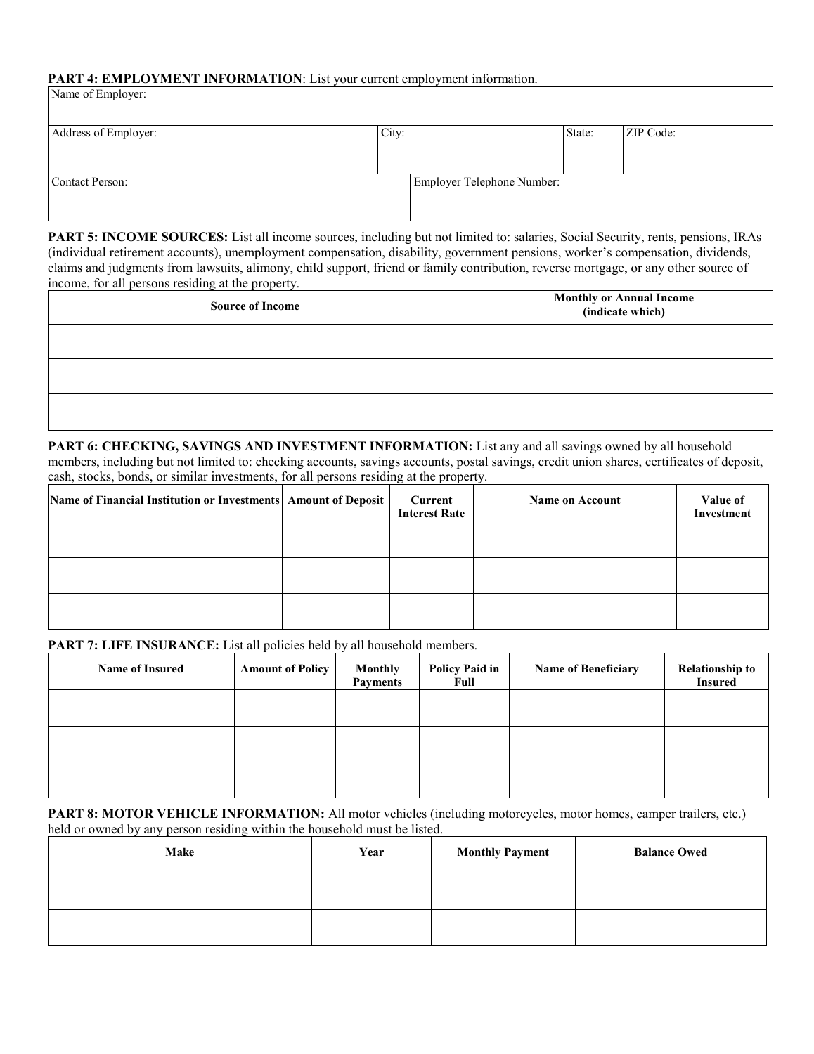**PART 4: EMPLOYMENT INFORMATION**: List your current employment information.

| Name of Employer: | | | |
|---|---|---|---|
| Address of Employer: | City: | State: | ZIP Code: |
| Contact Person: | Employer Telephone Number: | | |

**PART 5: INCOME SOURCES:** List all income sources, including but not limited to: salaries, Social Security, rents, pensions, IRAs (individual retirement accounts), unemployment compensation, disability, government pensions, worker's compensation, dividends, claims and judgments from lawsuits, alimony, child support, friend or family contribution, reverse mortgage, or any other source of income, for all persons residing at the property.

| Source of Income | Monthly or Annual Income (indicate which) |
|---|---|
| | |
| | |
| | |

**PART 6: CHECKING, SAVINGS AND INVESTMENT INFORMATION:** List any and all savings owned by all household members, including but not limited to: checking accounts, savings accounts, postal savings, credit union shares, certificates of deposit, cash, stocks, bonds, or similar investments, for all persons residing at the property.

| Name of Financial Institution or Investments | Amount of Deposit | Current Interest Rate | Name on Account | Value of Investment |
|---|---|---|---|---|
| | | | | |
| | | | | |
| | | | | |

**PART 7: LIFE INSURANCE:** List all policies held by all household members.

| Name of Insured | Amount of Policy | Monthly Payments | Policy Paid in Full | Name of Beneficiary | Relationship to Insured |
|---|---|---|---|---|---|
| | | | | | |
| | | | | | |
| | | | | | |

**PART 8: MOTOR VEHICLE INFORMATION:** All motor vehicles (including motorcycles, motor homes, camper trailers, etc.) held or owned by any person residing within the household must be listed.

| Make | Year | Monthly Payment | Balance Owed |
|---|---|---|---|
| | | | |
| | | | |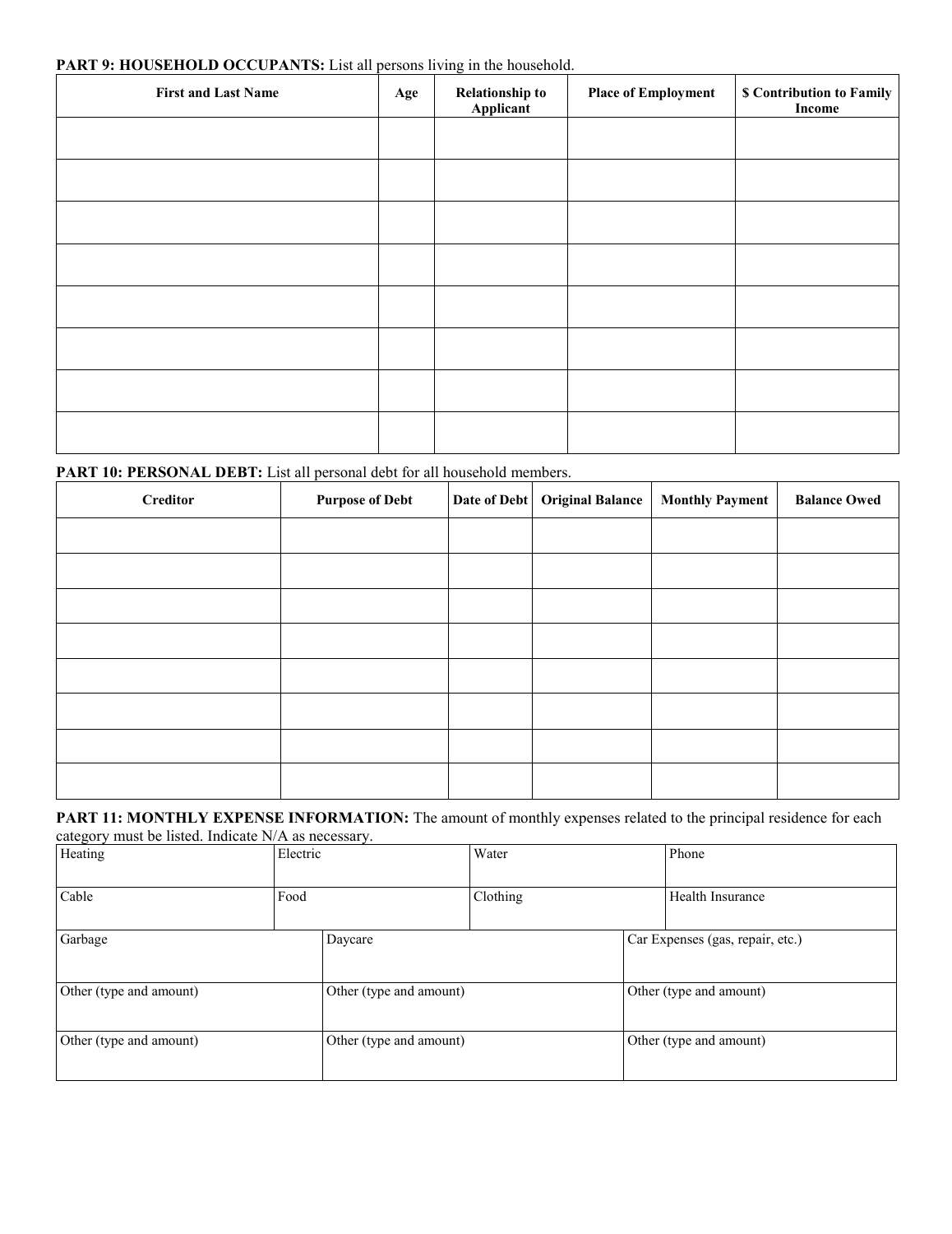**PART 9: HOUSEHOLD OCCUPANTS:** List all persons living in the household.

| First and Last Name | Age | Relationship to Applicant | Place of Employment | $ Contribution to Family Income |
|---|---|---|---|---|
| | | | | |
| | | | | |
| | | | | |
| | | | | |
| | | | | |
| | | | | |
| | | | | |
| | | | | |

**PART 10: PERSONAL DEBT:** List all personal debt for all household members.

| Creditor | Purpose of Debt | Date of Debt | Original Balance | Monthly Payment | Balance Owed |
|---|---|---|---|---|---|
| | | | | | |
| | | | | | |
| | | | | | |
| | | | | | |
| | | | | | |
| | | | | | |
| | | | | | |
| | | | | | |

**PART 11: MONTHLY EXPENSE INFORMATION:** The amount of monthly expenses related to the principal residence for each category must be listed. Indicate N/A as necessary.

| | | | |
|---|---|---|---|
| Heating | Electric | Water | Phone |
| Cable | Food | Clothing | Health Insurance |

| | | |
|---|---|---|
| Garbage | Daycare | Car Expenses (gas, repair, etc.) |
| Other (type and amount) | Other (type and amount) | Other (type and amount) |
| Other (type and amount) | Other (type and amount) | Other (type and amount) |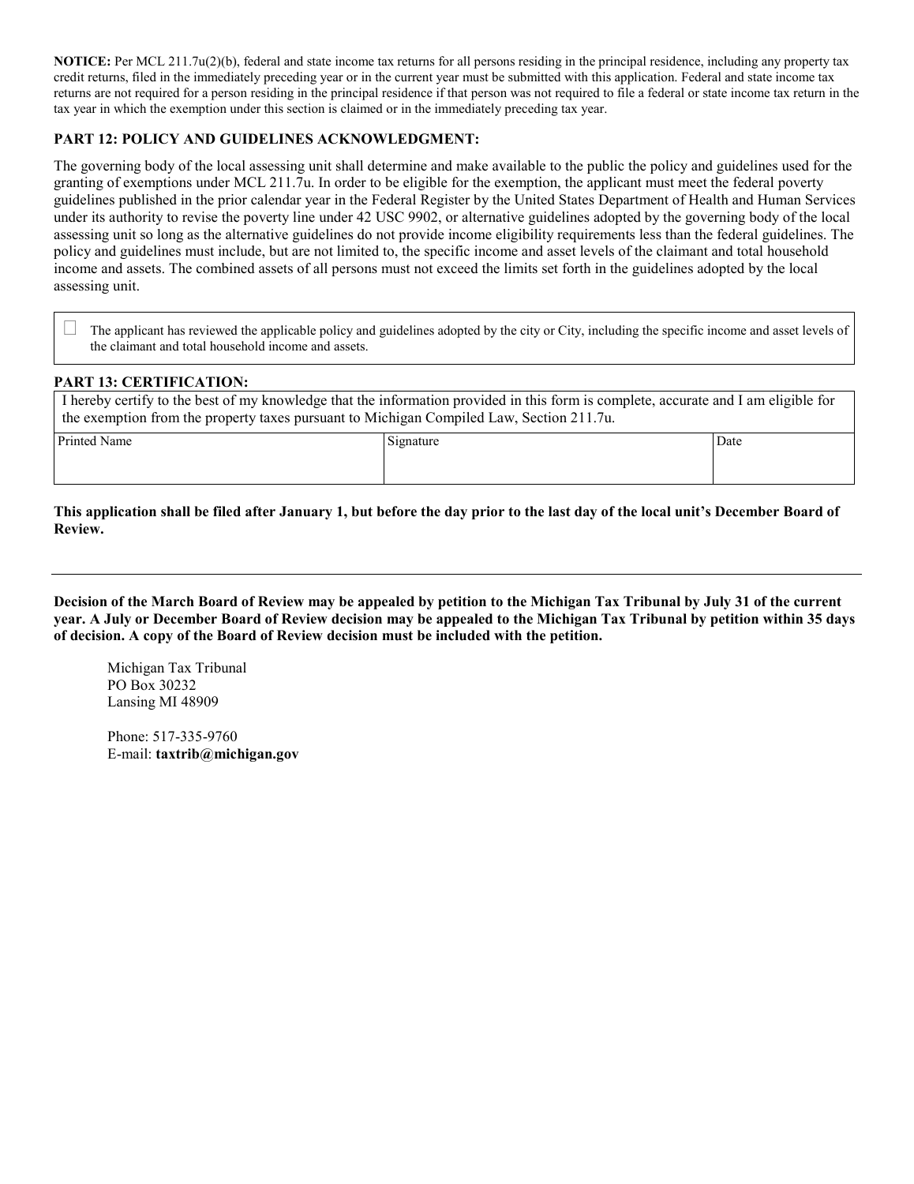**NOTICE:** Per MCL 211.7u(2)(b), federal and state income tax returns for all persons residing in the principal residence, including any property tax credit returns, filed in the immediately preceding year or in the current year must be submitted with this application. Federal and state income tax returns are not required for a person residing in the principal residence if that person was not required to file a federal or state income tax return in the tax year in which the exemption under this section is claimed or in the immediately preceding tax year.

### PART 12: POLICY AND GUIDELINES ACKNOWLEDGMENT:

The governing body of the local assessing unit shall determine and make available to the public the policy and guidelines used for the granting of exemptions under MCL 211.7u. In order to be eligible for the exemption, the applicant must meet the federal poverty guidelines published in the prior calendar year in the Federal Register by the United States Department of Health and Human Services under its authority to revise the poverty line under 42 USC 9902, or alternative guidelines adopted by the governing body of the local assessing unit so long as the alternative guidelines do not provide income eligibility requirements less than the federal guidelines. The policy and guidelines must include, but are not limited to, the specific income and asset levels of the claimant and total household income and assets. The combined assets of all persons must not exceed the limits set forth in the guidelines adopted by the local assessing unit.

☐ The applicant has reviewed the applicable policy and guidelines adopted by the city or City, including the specific income and asset levels of the claimant and total household income and assets.

### PART 13: CERTIFICATION:

I hereby certify to the best of my knowledge that the information provided in this form is complete, accurate and I am eligible for the exemption from the property taxes pursuant to Michigan Compiled Law, Section 211.7u.

| Printed Name | Signature | Date |
|---|---|---|
| | | |

**This application shall be filed after January 1, but before the day prior to the last day of the local unit's December Board of Review.**

---

**Decision of the March Board of Review may be appealed by petition to the Michigan Tax Tribunal by July 31 of the current year. A July or December Board of Review decision may be appealed to the Michigan Tax Tribunal by petition within 35 days of decision. A copy of the Board of Review decision must be included with the petition.**

Michigan Tax Tribunal
PO Box 30232
Lansing MI 48909

Phone: 517-335-9760
E-mail: **taxtrib@michigan.gov**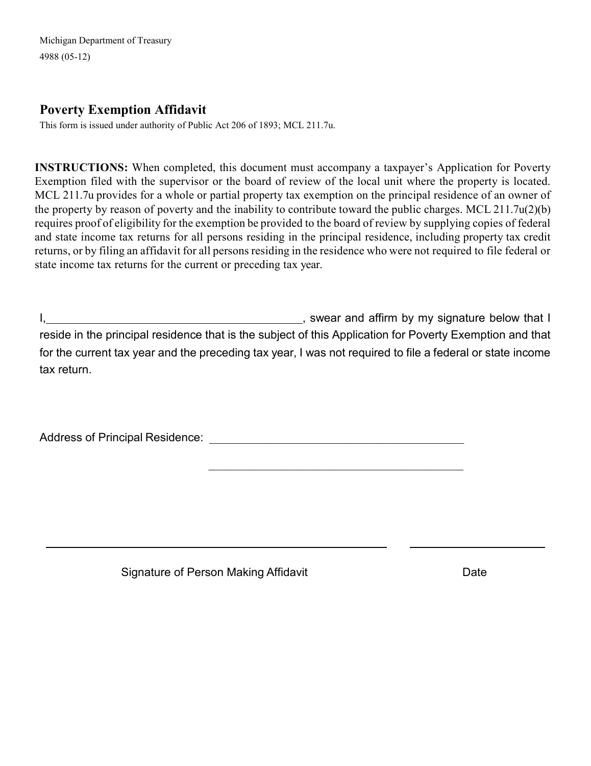Michigan Department of Treasury
4988 (05-12)

## Poverty Exemption Affidavit

This form is issued under authority of Public Act 206 of 1893; MCL 211.7u.

**INSTRUCTIONS:** When completed, this document must accompany a taxpayer's Application for Poverty Exemption filed with the supervisor or the board of review of the local unit where the property is located. MCL 211.7u provides for a whole or partial property tax exemption on the principal residence of an owner of the property by reason of poverty and the inability to contribute toward the public charges. MCL 211.7u(2)(b) requires proof of eligibility for the exemption be provided to the board of review by supplying copies of federal and state income tax returns for all persons residing in the principal residence, including property tax credit returns, or by filing an affidavit for all persons residing in the residence who were not required to file federal or state income tax returns for the current or preceding tax year.

I,\_\_\_\_\_\_\_\_\_\_\_\_\_\_\_\_\_\_\_\_\_\_\_\_\_\_\_\_\_\_\_\_\_\_\_\_\_\_\_\_, swear and affirm by my signature below that I reside in the principal residence that is the subject of this Application for Poverty Exemption and that for the current tax year and the preceding tax year, I was not required to file a federal or state income tax return.

Address of Principal Residence: \_\_\_\_\_\_\_\_\_\_\_\_\_\_\_\_\_\_\_\_\_\_\_\_\_\_\_\_\_\_\_\_\_\_\_\_\_\_\_\_

\_\_\_\_\_\_\_\_\_\_\_\_\_\_\_\_\_\_\_\_\_\_\_\_\_\_\_\_\_\_\_\_\_\_\_\_\_\_\_\_

\_\_\_\_\_\_\_\_\_\_\_\_\_\_\_\_\_\_\_\_\_\_\_\_\_\_\_\_\_\_\_\_\_\_\_\_\_\_\_\_ \_\_\_\_\_\_\_\_\_\_\_\_\_\_\_\_\_\_\_\_

Signature of Person Making Affidavit Date